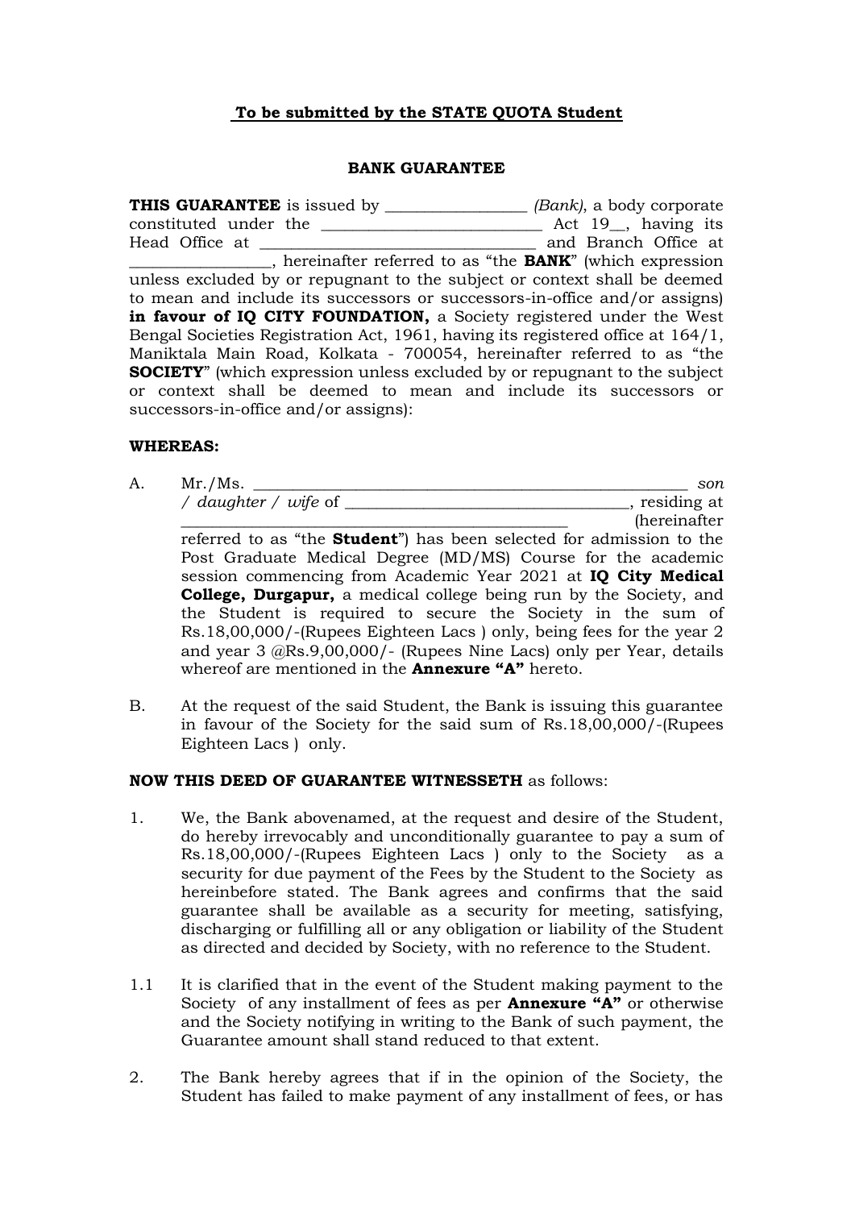**To be submitted by the STATE QUOTA Student**

**BANK GUARANTEE**

**THIS GUARANTEE** is issued by _________________ *(Bank)*, a body corporate constituted under the ___________________________ Act 19__, having its Head Office at _________________________________ and Branch Office at _________________, hereinafter referred to as "the **BANK**" (which expression unless excluded by or repugnant to the subject or context shall be deemed to mean and include its successors or successors-in-office and/or assigns) **in favour of IQ CITY FOUNDATION,** a Society registered under the West Bengal Societies Registration Act, 1961, having its registered office at 164/1, Maniktala Main Road, Kolkata - 700054, hereinafter referred to as "the **SOCIETY**" (which expression unless excluded by or repugnant to the subject or context shall be deemed to mean and include its successors or successors-in-office and/or assigns):

**WHEREAS:**

A. Mr./Ms. _______________________________________________________ *son / daughter / wife* of __________________________________, residing at ______________________________________________ (hereinafter referred to as "the **Student**") has been selected for admission to the Post Graduate Medical Degree (MD/MS) Course for the academic session commencing from Academic Year 2021 at **IQ City Medical College, Durgapur,** a medical college being run by the Society, and the Student is required to secure the Society in the sum of Rs.18,00,000/-(Rupees Eighteen Lacs ) only, being fees for the year 2 and year 3 @Rs.9,00,000/- (Rupees Nine Lacs) only per Year, details whereof are mentioned in the **Annexure "A"** hereto.

B. At the request of the said Student, the Bank is issuing this guarantee in favour of the Society for the said sum of Rs.18,00,000/-(Rupees Eighteen Lacs ) only.

**NOW THIS DEED OF GUARANTEE WITNESSETH** as follows:

1. We, the Bank abovenamed, at the request and desire of the Student, do hereby irrevocably and unconditionally guarantee to pay a sum of Rs.18,00,000/-(Rupees Eighteen Lacs ) only to the Society as a security for due payment of the Fees by the Student to the Society as hereinbefore stated. The Bank agrees and confirms that the said guarantee shall be available as a security for meeting, satisfying, discharging or fulfilling all or any obligation or liability of the Student as directed and decided by Society, with no reference to the Student.

1.1 It is clarified that in the event of the Student making payment to the Society of any installment of fees as per **Annexure "A"** or otherwise and the Society notifying in writing to the Bank of such payment, the Guarantee amount shall stand reduced to that extent.

2. The Bank hereby agrees that if in the opinion of the Society, the Student has failed to make payment of any installment of fees, or has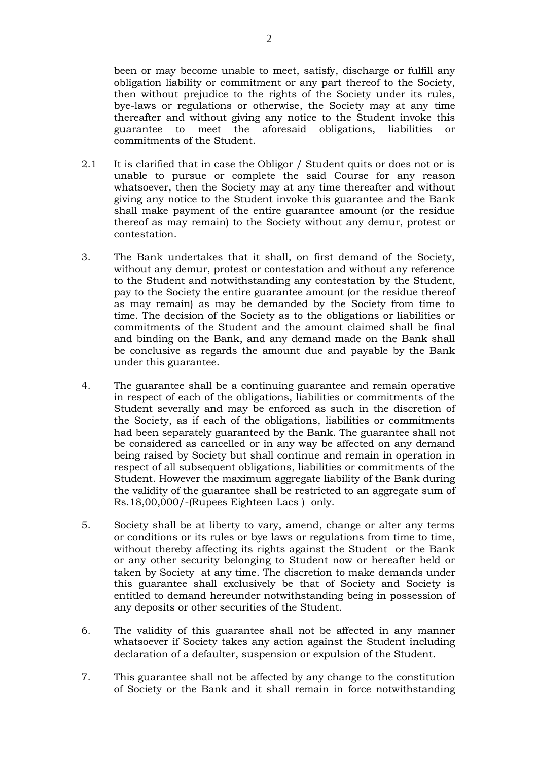been or may become unable to meet, satisfy, discharge or fulfill any obligation liability or commitment or any part thereof to the Society, then without prejudice to the rights of the Society under its rules, bye-laws or regulations or otherwise, the Society may at any time thereafter and without giving any notice to the Student invoke this guarantee to meet the aforesaid obligations, liabilities or commitments of the Student.

2.1 It is clarified that in case the Obligor / Student quits or does not or is unable to pursue or complete the said Course for any reason whatsoever, then the Society may at any time thereafter and without giving any notice to the Student invoke this guarantee and the Bank shall make payment of the entire guarantee amount (or the residue thereof as may remain) to the Society without any demur, protest or contestation.

3. The Bank undertakes that it shall, on first demand of the Society, without any demur, protest or contestation and without any reference to the Student and notwithstanding any contestation by the Student, pay to the Society the entire guarantee amount (or the residue thereof as may remain) as may be demanded by the Society from time to time. The decision of the Society as to the obligations or liabilities or commitments of the Student and the amount claimed shall be final and binding on the Bank, and any demand made on the Bank shall be conclusive as regards the amount due and payable by the Bank under this guarantee.

4. The guarantee shall be a continuing guarantee and remain operative in respect of each of the obligations, liabilities or commitments of the Student severally and may be enforced as such in the discretion of the Society, as if each of the obligations, liabilities or commitments had been separately guaranteed by the Bank. The guarantee shall not be considered as cancelled or in any way be affected on any demand being raised by Society but shall continue and remain in operation in respect of all subsequent obligations, liabilities or commitments of the Student. However the maximum aggregate liability of the Bank during the validity of the guarantee shall be restricted to an aggregate sum of Rs.18,00,000/-(Rupees Eighteen Lacs ) only.

5. Society shall be at liberty to vary, amend, change or alter any terms or conditions or its rules or bye laws or regulations from time to time, without thereby affecting its rights against the Student or the Bank or any other security belonging to Student now or hereafter held or taken by Society at any time. The discretion to make demands under this guarantee shall exclusively be that of Society and Society is entitled to demand hereunder notwithstanding being in possession of any deposits or other securities of the Student.

6. The validity of this guarantee shall not be affected in any manner whatsoever if Society takes any action against the Student including declaration of a defaulter, suspension or expulsion of the Student.

7. This guarantee shall not be affected by any change to the constitution of Society or the Bank and it shall remain in force notwithstanding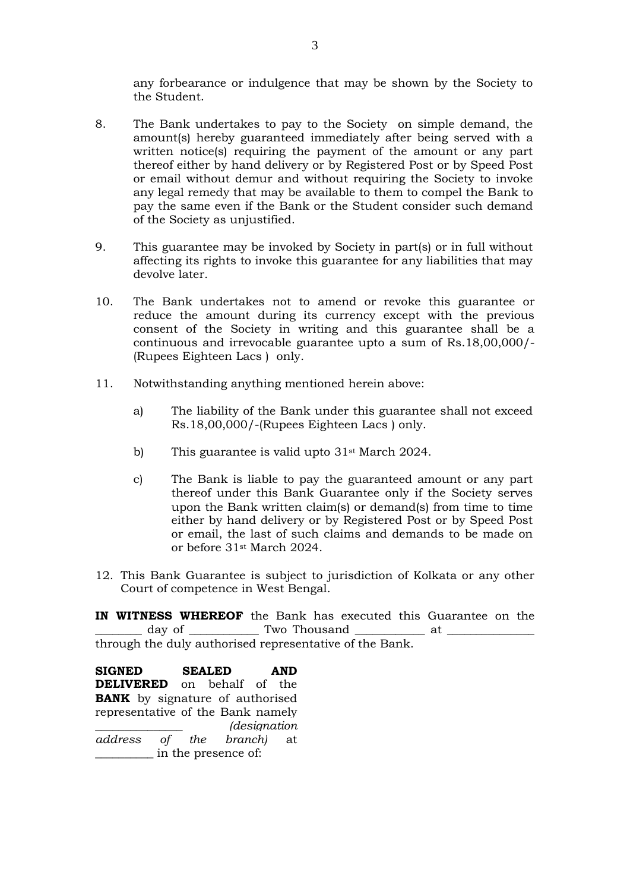any forbearance or indulgence that may be shown by the Society to the Student.

8. The Bank undertakes to pay to the Society on simple demand, the amount(s) hereby guaranteed immediately after being served with a written notice(s) requiring the payment of the amount or any part thereof either by hand delivery or by Registered Post or by Speed Post or email without demur and without requiring the Society to invoke any legal remedy that may be available to them to compel the Bank to pay the same even if the Bank or the Student consider such demand of the Society as unjustified.

9. This guarantee may be invoked by Society in part(s) or in full without affecting its rights to invoke this guarantee for any liabilities that may devolve later.

10. The Bank undertakes not to amend or revoke this guarantee or reduce the amount during its currency except with the previous consent of the Society in writing and this guarantee shall be a continuous and irrevocable guarantee upto a sum of Rs.18,00,000/- (Rupees Eighteen Lacs ) only.

11. Notwithstanding anything mentioned herein above:

    a) The liability of the Bank under this guarantee shall not exceed Rs.18,00,000/-(Rupees Eighteen Lacs ) only.

    b) This guarantee is valid upto 31st March 2024.

    c) The Bank is liable to pay the guaranteed amount or any part thereof under this Bank Guarantee only if the Society serves upon the Bank written claim(s) or demand(s) from time to time either by hand delivery or by Registered Post or by Speed Post or email, the last of such claims and demands to be made on or before 31st March 2024.

12. This Bank Guarantee is subject to jurisdiction of Kolkata or any other Court of competence in West Bengal.

**IN WITNESS WHEREOF** the Bank has executed this Guarantee on the ________ day of ____________ Two Thousand ____________ at _______________ through the duly authorised representative of the Bank.

**SIGNED SEALED AND DELIVERED** on behalf of the **BANK** by signature of authorised representative of the Bank namely _______________ *(designation address of the branch)* at __________ in the presence of: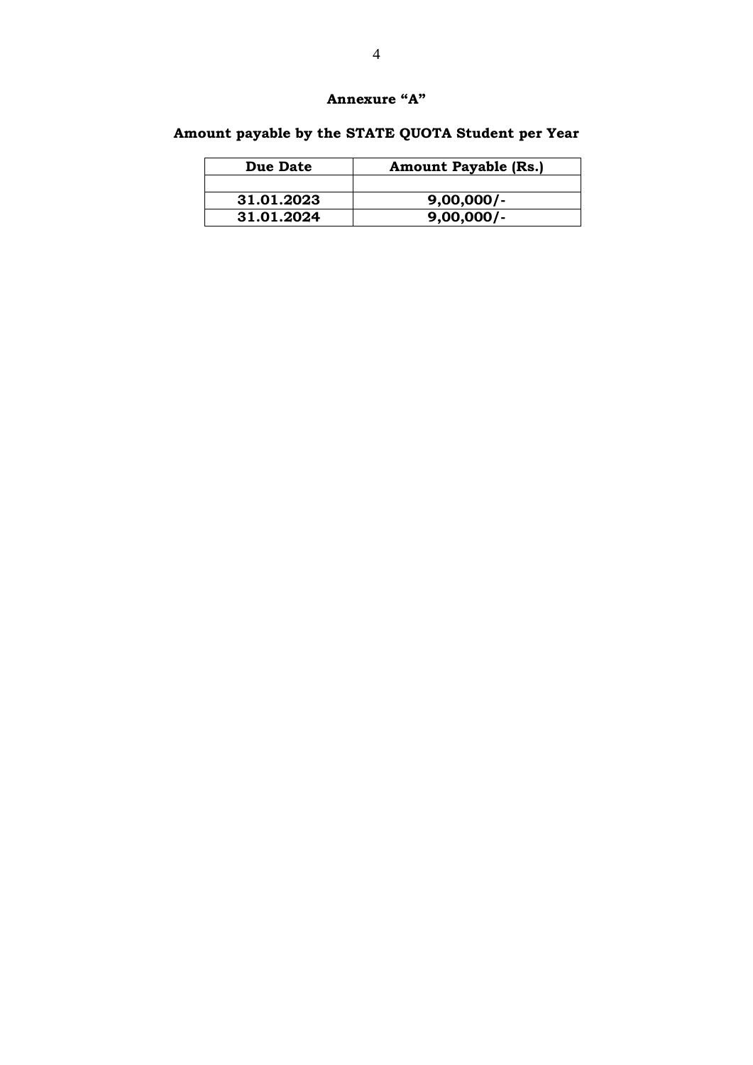**Annexure "A"**

**Amount payable by the STATE QUOTA Student per Year**

| Due Date | Amount Payable (Rs.) |
|---|---|
| | |
| **31.01.2023** | **9,00,000/-** |
| **31.01.2024** | **9,00,000/-** |